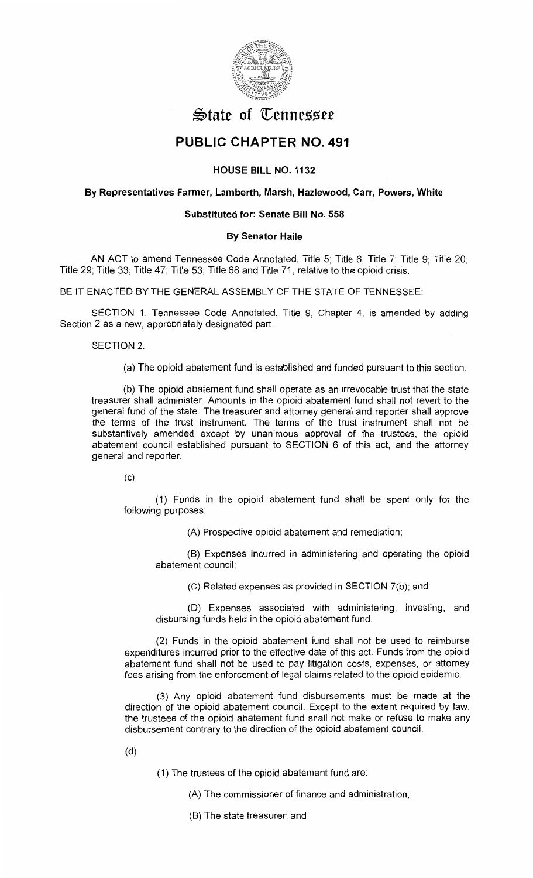# State of Tennessee

## PUBLIC CHAPTER NO. 491

### HOUSE BILL NO. 1132

**By Representatives Farmer, Lamberth, Marsh, Hazlewood, Carr, Powers, White**

**Substituted for: Senate Bill No. 558**

**By Senator Haile**

AN ACT to amend Tennessee Code Annotated, Title 5; Title 6; Title 7; Title 9; Title 20; Title 29; Title 33; Title 47; Title 53; Title 68 and Title 71, relative to the opioid crisis.

BE IT ENACTED BY THE GENERAL ASSEMBLY OF THE STATE OF TENNESSEE:

SECTION 1. Tennessee Code Annotated, Title 9, Chapter 4, is amended by adding Section 2 as a new, appropriately designated part.

SECTION 2.

(a) The opioid abatement fund is established and funded pursuant to this section.

(b) The opioid abatement fund shall operate as an irrevocable trust that the state treasurer shall administer. Amounts in the opioid abatement fund shall not revert to the general fund of the state. The treasurer and attorney general and reporter shall approve the terms of the trust instrument. The terms of the trust instrument shall not be substantively amended except by unanimous approval of the trustees, the opioid abatement council established pursuant to SECTION 6 of this act, and the attorney general and reporter.

(c)

(1) Funds in the opioid abatement fund shall be spent only for the following purposes:

(A) Prospective opioid abatement and remediation;

(B) Expenses incurred in administering and operating the opioid abatement council;

(C) Related expenses as provided in SECTION 7(b); and

(D) Expenses associated with administering, investing, and disbursing funds held in the opioid abatement fund.

(2) Funds in the opioid abatement fund shall not be used to reimburse expenditures incurred prior to the effective date of this act. Funds from the opioid abatement fund shall not be used to pay litigation costs, expenses, or attorney fees arising from the enforcement of legal claims related to the opioid epidemic.

(3) Any opioid abatement fund disbursements must be made at the direction of the opioid abatement council. Except to the extent required by law, the trustees of the opioid abatement fund shall not make or refuse to make any disbursement contrary to the direction of the opioid abatement council.

(d)

(1) The trustees of the opioid abatement fund are:

(A) The commissioner of finance and administration;

(B) The state treasurer; and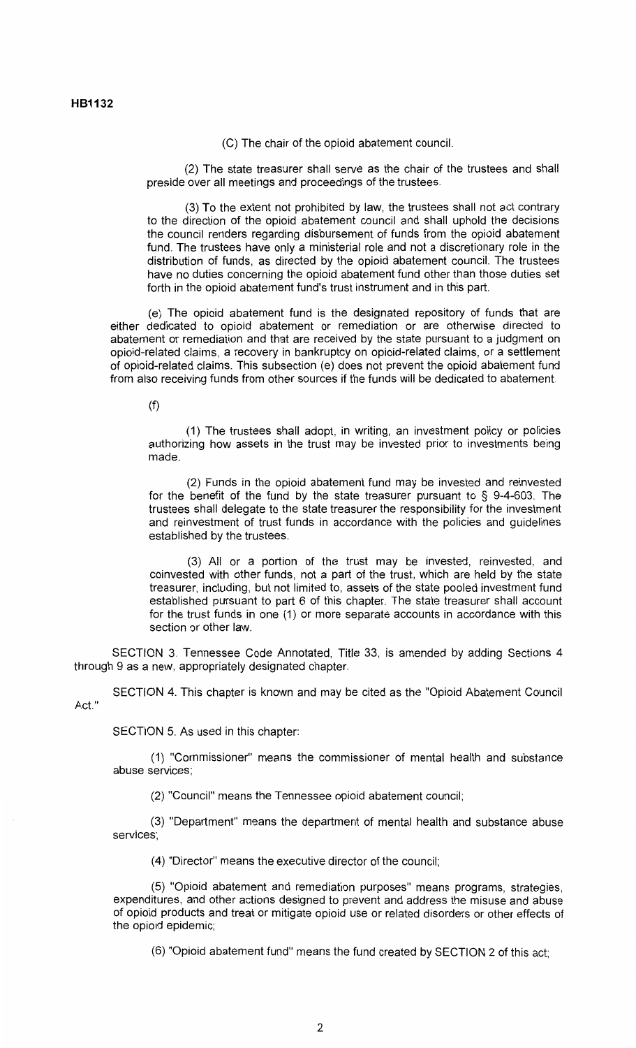(C) The chair of the opioid abatement council.

(2) The state treasurer shall serve as the chair of the trustees and shall preside over all meetings and proceedings of the trustees.

(3) To the extent not prohibited by law, the trustees shall not act contrary to the direction of the opioid abatement council and shall uphold the decisions the council renders regarding disbursement of funds from the opioid abatement fund. The trustees have only a ministerial role and not a discretionary role in the distribution of funds, as directed by the opioid abatement council. The trustees have no duties concerning the opioid abatement fund other than those duties set forth in the opioid abatement fund's trust instrument and in this part.

(e) The opioid abatement fund is the designated repository of funds that are either dedicated to opioid abatement or remediation or are otherwise directed to abatement or remediation and that are received by the state pursuant to a judgment on opioid-related claims, a recovery in bankruptcy on opioid-related claims, or a settlement of opioid-related claims. This subsection (e) does not prevent the opioid abatement fund from also receiving funds from other sources if the funds will be dedicated to abatement.

(f)

(1) The trustees shall adopt, in writing, an investment policy or policies authorizing how assets in the trust may be invested prior to investments being made.

(2) Funds in the opioid abatement fund may be invested and reinvested for the benefit of the fund by the state treasurer pursuant to § 9-4-603. The trustees shall delegate to the state treasurer the responsibility for the investment and reinvestment of trust funds in accordance with the policies and guidelines established by the trustees.

(3) All or a portion of the trust may be invested, reinvested, and coinvested with other funds, not a part of the trust, which are held by the state treasurer, including, but not limited to, assets of the state pooled investment fund established pursuant to part 6 of this chapter. The state treasurer shall account for the trust funds in one (1) or more separate accounts in accordance with this section or other law.

SECTION 3. Tennessee Code Annotated, Title 33, is amended by adding Sections 4 through 9 as a new, appropriately designated chapter.

SECTION 4. This chapter is known and may be cited as the "Opioid Abatement Council Act."

SECTION 5. As used in this chapter:

(1) "Commissioner" means the commissioner of mental health and substance abuse services;

(2) "Council" means the Tennessee opioid abatement council;

(3) "Department" means the department of mental health and substance abuse services;

(4) "Director" means the executive director of the council;

(5) "Opioid abatement and remediation purposes" means programs, strategies, expenditures, and other actions designed to prevent and address the misuse and abuse of opioid products and treat or mitigate opioid use or related disorders or other effects of the opioid epidemic;

(6) "Opioid abatement fund" means the fund created by SECTION 2 of this act;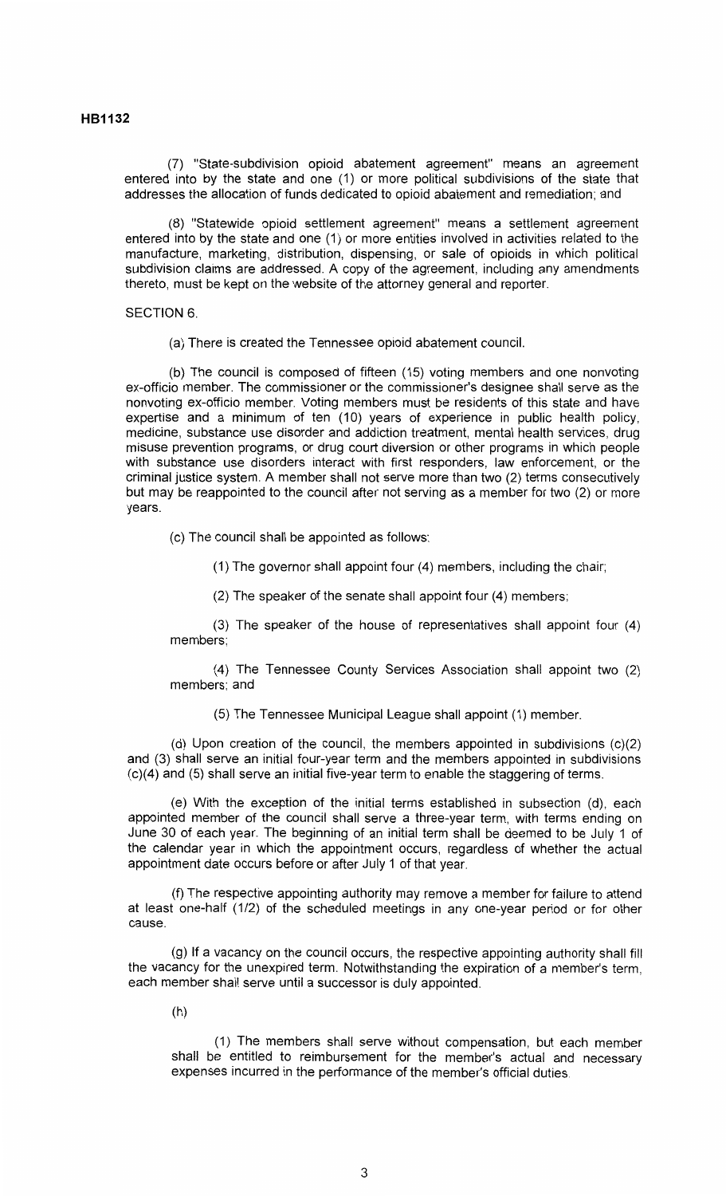(7) "State-subdivision opioid abatement agreement" means an agreement entered into by the state and one (1) or more political subdivisions of the state that addresses the allocation of funds dedicated to opioid abatement and remediation; and

(8) "Statewide opioid settlement agreement" means a settlement agreement entered into by the state and one (1) or more entities involved in activities related to the manufacture, marketing, distribution, dispensing, or sale of opioids in which political subdivision claims are addressed. A copy of the agreement, including any amendments thereto, must be kept on the website of the attorney general and reporter.

SECTION 6.

(a) There is created the Tennessee opioid abatement council.

(b) The council is composed of fifteen (15) voting members and one nonvoting ex-officio member. The commissioner or the commissioner's designee shall serve as the nonvoting ex-officio member. Voting members must be residents of this state and have expertise and a minimum of ten (10) years of experience in public health policy, medicine, substance use disorder and addiction treatment, mental health services, drug misuse prevention programs, or drug court diversion or other programs in which people with substance use disorders interact with first responders, law enforcement, or the criminal justice system. A member shall not serve more than two (2) terms consecutively but may be reappointed to the council after not serving as a member for two (2) or more years.

(c) The council shall be appointed as follows:

(1) The governor shall appoint four (4) members, including the chair;

(2) The speaker of the senate shall appoint four (4) members;

(3) The speaker of the house of representatives shall appoint four (4) members;

(4) The Tennessee County Services Association shall appoint two (2) members; and

(5) The Tennessee Municipal League shall appoint (1) member.

(d) Upon creation of the council, the members appointed in subdivisions (c)(2) and (3) shall serve an initial four-year term and the members appointed in subdivisions (c)(4) and (5) shall serve an initial five-year term to enable the staggering of terms.

(e) With the exception of the initial terms established in subsection (d), each appointed member of the council shall serve a three-year term, with terms ending on June 30 of each year. The beginning of an initial term shall be deemed to be July 1 of the calendar year in which the appointment occurs, regardless of whether the actual appointment date occurs before or after July 1 of that year.

(f) The respective appointing authority may remove a member for failure to attend at least one-half (1/2) of the scheduled meetings in any one-year period or for other cause.

(g) If a vacancy on the council occurs, the respective appointing authority shall fill the vacancy for the unexpired term. Notwithstanding the expiration of a member's term, each member shall serve until a successor is duly appointed.

(h)

(1) The members shall serve without compensation, but each member shall be entitled to reimbursement for the member's actual and necessary expenses incurred in the performance of the member's official duties.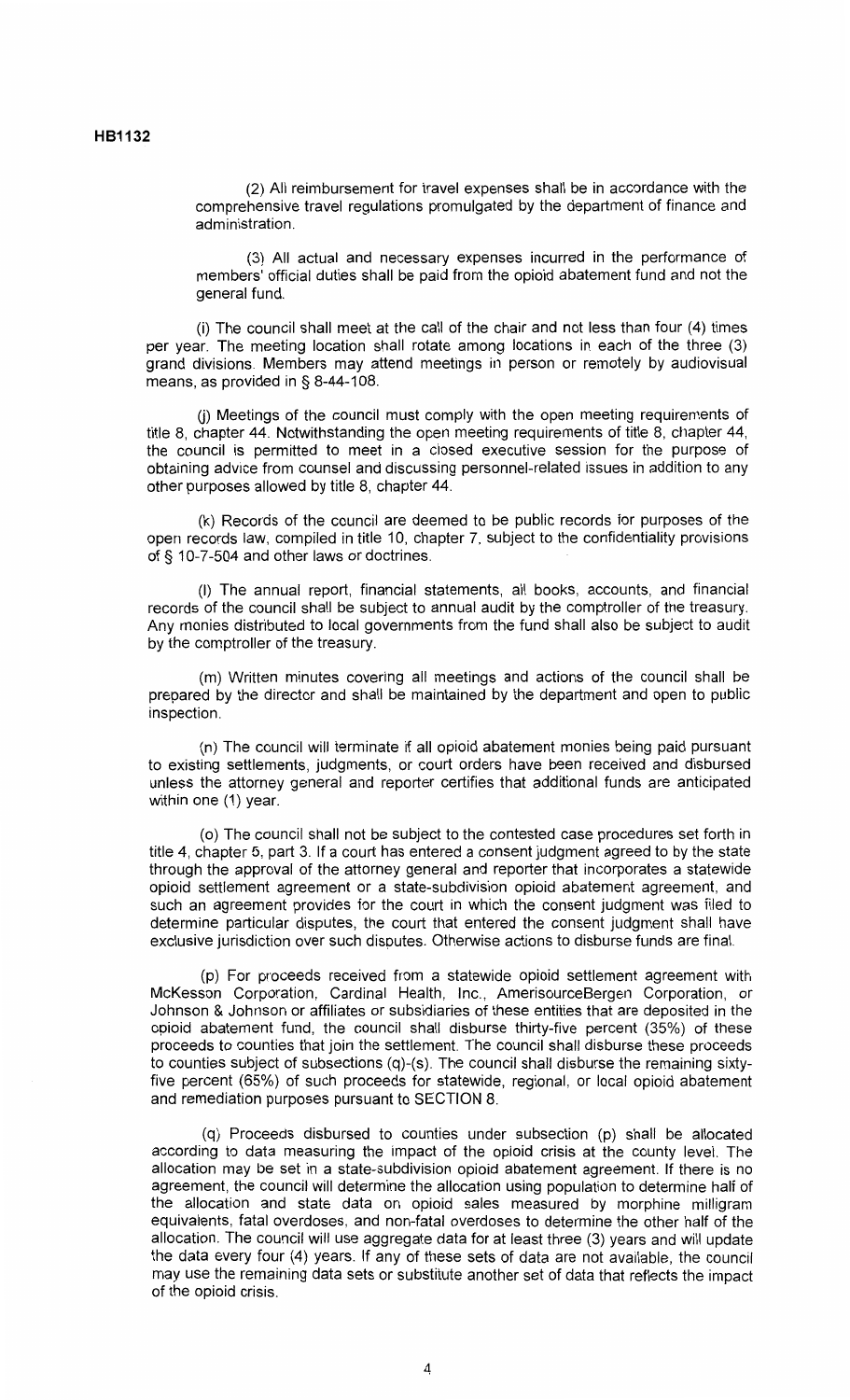(2) All reimbursement for travel expenses shall be in accordance with the comprehensive travel regulations promulgated by the department of finance and administration.

(3) All actual and necessary expenses incurred in the performance of members' official duties shall be paid from the opioid abatement fund and not the general fund.

(i) The council shall meet at the call of the chair and not less than four (4) times per year. The meeting location shall rotate among locations in each of the three (3) grand divisions. Members may attend meetings in person or remotely by audiovisual means, as provided in § 8-44-108.

(j) Meetings of the council must comply with the open meeting requirements of title 8, chapter 44. Notwithstanding the open meeting requirements of title 8, chapter 44, the council is permitted to meet in a closed executive session for the purpose of obtaining advice from counsel and discussing personnel-related issues in addition to any other purposes allowed by title 8, chapter 44.

(k) Records of the council are deemed to be public records for purposes of the open records law, compiled in title 10, chapter 7, subject to the confidentiality provisions of § 10-7-504 and other laws or doctrines.

(l) The annual report, financial statements, all books, accounts, and financial records of the council shall be subject to annual audit by the comptroller of the treasury. Any monies distributed to local governments from the fund shall also be subject to audit by the comptroller of the treasury.

(m) Written minutes covering all meetings and actions of the council shall be prepared by the director and shall be maintained by the department and open to public inspection.

(n) The council will terminate if all opioid abatement monies being paid pursuant to existing settlements, judgments, or court orders have been received and disbursed unless the attorney general and reporter certifies that additional funds are anticipated within one (1) year.

(o) The council shall not be subject to the contested case procedures set forth in title 4, chapter 5, part 3. If a court has entered a consent judgment agreed to by the state through the approval of the attorney general and reporter that incorporates a statewide opioid settlement agreement or a state-subdivision opioid abatement agreement, and such an agreement provides for the court in which the consent judgment was filed to determine particular disputes, the court that entered the consent judgment shall have exclusive jurisdiction over such disputes. Otherwise actions to disburse funds are final.

(p) For proceeds received from a statewide opioid settlement agreement with McKesson Corporation, Cardinal Health, Inc., AmerisourceBergen Corporation, or Johnson & Johnson or affiliates or subsidiaries of these entities that are deposited in the opioid abatement fund, the council shall disburse thirty-five percent (35%) of these proceeds to counties that join the settlement. The council shall disburse these proceeds to counties subject of subsections (q)-(s). The council shall disburse the remaining sixty-five percent (65%) of such proceeds for statewide, regional, or local opioid abatement and remediation purposes pursuant to SECTION 8.

(q) Proceeds disbursed to counties under subsection (p) shall be allocated according to data measuring the impact of the opioid crisis at the county level. The allocation may be set in a state-subdivision opioid abatement agreement. If there is no agreement, the council will determine the allocation using population to determine half of the allocation and state data on opioid sales measured by morphine milligram equivalents, fatal overdoses, and non-fatal overdoses to determine the other half of the allocation. The council will use aggregate data for at least three (3) years and will update the data every four (4) years. If any of these sets of data are not available, the council may use the remaining data sets or substitute another set of data that reflects the impact of the opioid crisis.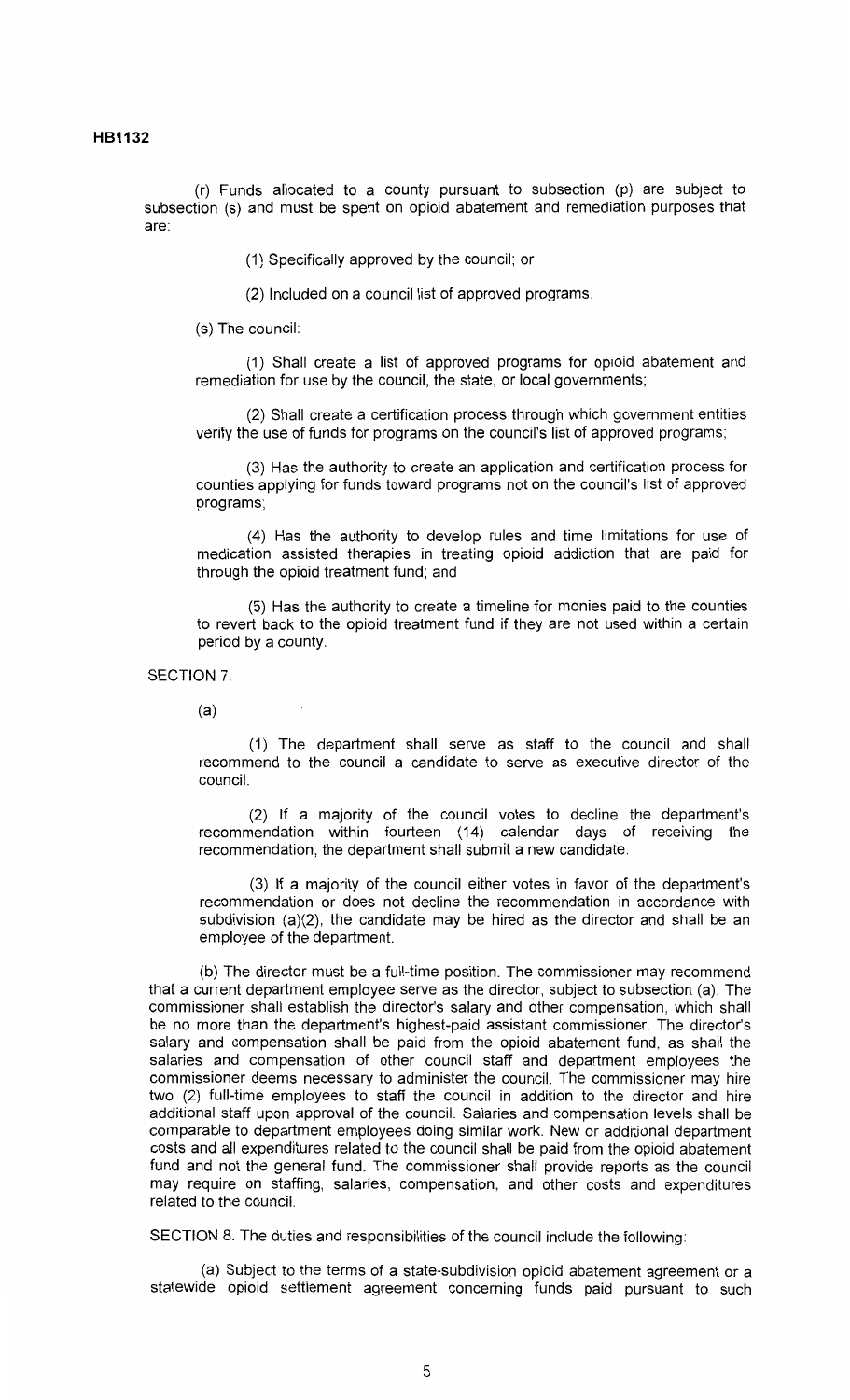(r) Funds allocated to a county pursuant to subsection (p) are subject to subsection (s) and must be spent on opioid abatement and remediation purposes that are:

(1) Specifically approved by the council; or

(2) Included on a council list of approved programs.

(s) The council:

(1) Shall create a list of approved programs for opioid abatement and remediation for use by the council, the state, or local governments;

(2) Shall create a certification process through which government entities verify the use of funds for programs on the council's list of approved programs;

(3) Has the authority to create an application and certification process for counties applying for funds toward programs not on the council's list of approved programs;

(4) Has the authority to develop rules and time limitations for use of medication assisted therapies in treating opioid addiction that are paid for through the opioid treatment fund; and

(5) Has the authority to create a timeline for monies paid to the counties to revert back to the opioid treatment fund if they are not used within a certain period by a county.

SECTION 7.

(a)

(1) The department shall serve as staff to the council and shall recommend to the council a candidate to serve as executive director of the council.

(2) If a majority of the council votes to decline the department's recommendation within fourteen (14) calendar days of receiving the recommendation, the department shall submit a new candidate.

(3) If a majority of the council either votes in favor of the department's recommendation or does not decline the recommendation in accordance with subdivision (a)(2), the candidate may be hired as the director and shall be an employee of the department.

(b) The director must be a full-time position. The commissioner may recommend that a current department employee serve as the director, subject to subsection (a). The commissioner shall establish the director's salary and other compensation, which shall be no more than the department's highest-paid assistant commissioner. The director's salary and compensation shall be paid from the opioid abatement fund, as shall the salaries and compensation of other council staff and department employees the commissioner deems necessary to administer the council. The commissioner may hire two (2) full-time employees to staff the council in addition to the director and hire additional staff upon approval of the council. Salaries and compensation levels shall be comparable to department employees doing similar work. New or additional department costs and all expenditures related to the council shall be paid from the opioid abatement fund and not the general fund. The commissioner shall provide reports as the council may require on staffing, salaries, compensation, and other costs and expenditures related to the council.

SECTION 8. The duties and responsibilities of the council include the following:

(a) Subject to the terms of a state-subdivision opioid abatement agreement or a statewide opioid settlement agreement concerning funds paid pursuant to such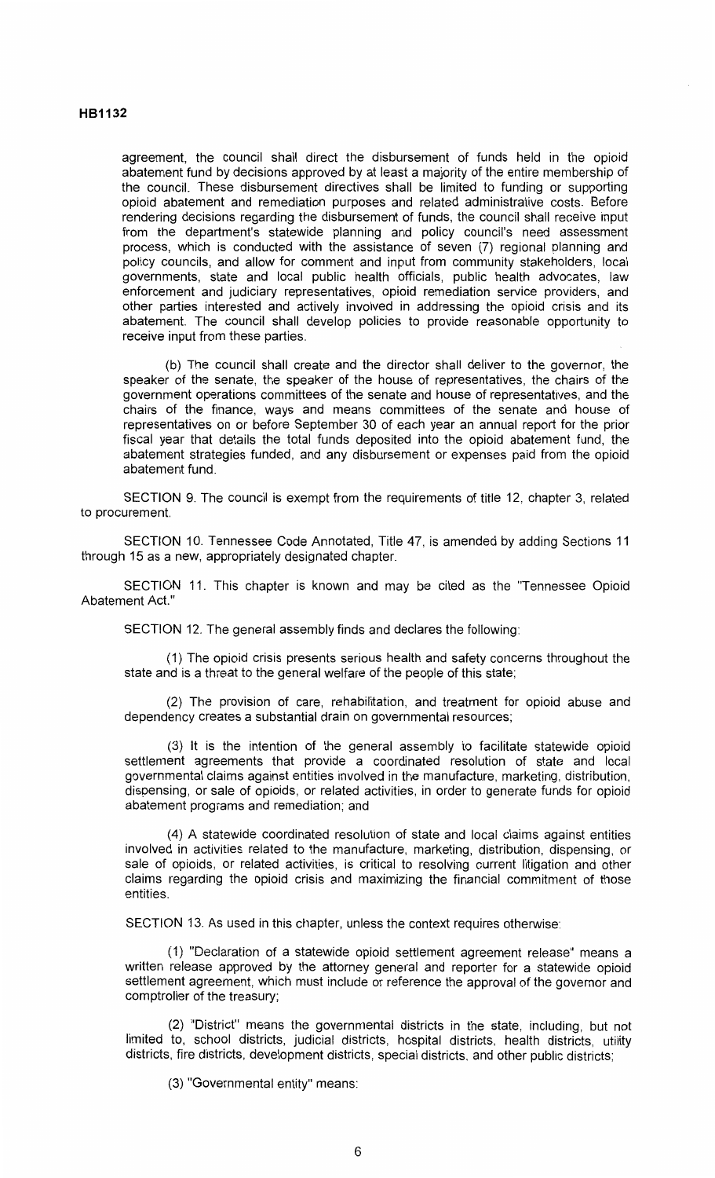agreement, the council shall direct the disbursement of funds held in the opioid abatement fund by decisions approved by at least a majority of the entire membership of the council. These disbursement directives shall be limited to funding or supporting opioid abatement and remediation purposes and related administrative costs. Before rendering decisions regarding the disbursement of funds, the council shall receive input from the department's statewide planning and policy council's need assessment process, which is conducted with the assistance of seven (7) regional planning and policy councils, and allow for comment and input from community stakeholders, local governments, state and local public health officials, public health advocates, law enforcement and judiciary representatives, opioid remediation service providers, and other parties interested and actively involved in addressing the opioid crisis and its abatement. The council shall develop policies to provide reasonable opportunity to receive input from these parties.

(b) The council shall create and the director shall deliver to the governor, the speaker of the senate, the speaker of the house of representatives, the chairs of the government operations committees of the senate and house of representatives, and the chairs of the finance, ways and means committees of the senate and house of representatives on or before September 30 of each year an annual report for the prior fiscal year that details the total funds deposited into the opioid abatement fund, the abatement strategies funded, and any disbursement or expenses paid from the opioid abatement fund.

SECTION 9. The council is exempt from the requirements of title 12, chapter 3, related to procurement.

SECTION 10. Tennessee Code Annotated, Title 47, is amended by adding Sections 11 through 15 as a new, appropriately designated chapter.

SECTION 11. This chapter is known and may be cited as the "Tennessee Opioid Abatement Act."

SECTION 12. The general assembly finds and declares the following:

(1) The opioid crisis presents serious health and safety concerns throughout the state and is a threat to the general welfare of the people of this state;

(2) The provision of care, rehabilitation, and treatment for opioid abuse and dependency creates a substantial drain on governmental resources;

(3) It is the intention of the general assembly to facilitate statewide opioid settlement agreements that provide a coordinated resolution of state and local governmental claims against entities involved in the manufacture, marketing, distribution, dispensing, or sale of opioids, or related activities, in order to generate funds for opioid abatement programs and remediation; and

(4) A statewide coordinated resolution of state and local claims against entities involved in activities related to the manufacture, marketing, distribution, dispensing, or sale of opioids, or related activities, is critical to resolving current litigation and other claims regarding the opioid crisis and maximizing the financial commitment of those entities.

SECTION 13. As used in this chapter, unless the context requires otherwise:

(1) "Declaration of a statewide opioid settlement agreement release" means a written release approved by the attorney general and reporter for a statewide opioid settlement agreement, which must include or reference the approval of the governor and comptroller of the treasury;

(2) "District" means the governmental districts in the state, including, but not limited to, school districts, judicial districts, hospital districts, health districts, utility districts, fire districts, development districts, special districts, and other public districts;

(3) "Governmental entity" means: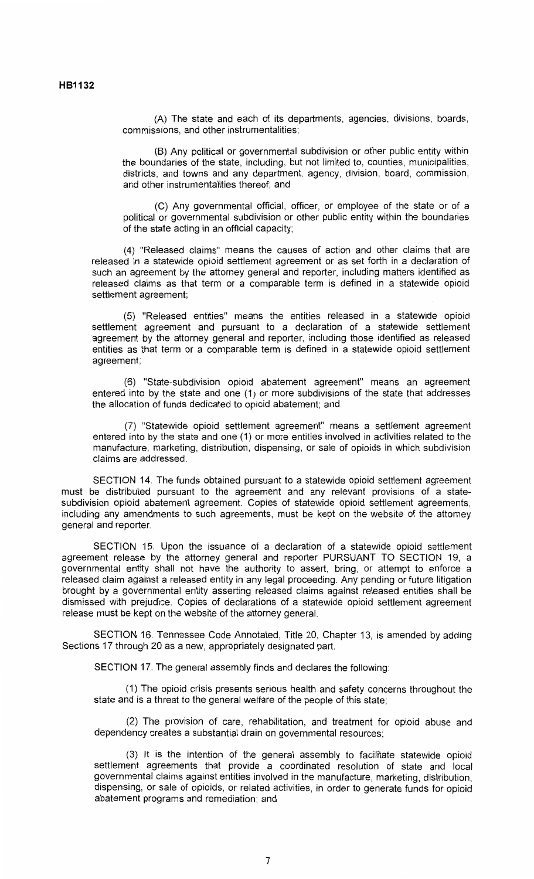(A) The state and each of its departments, agencies, divisions, boards, commissions, and other instrumentalities;

(B) Any political or governmental subdivision or other public entity within the boundaries of the state, including, but not limited to, counties, municipalities, districts, and towns and any department, agency, division, board, commission, and other instrumentalities thereof; and

(C) Any governmental official, officer, or employee of the state or of a political or governmental subdivision or other public entity within the boundaries of the state acting in an official capacity;

(4) "Released claims" means the causes of action and other claims that are released in a statewide opioid settlement agreement or as set forth in a declaration of such an agreement by the attorney general and reporter, including matters identified as released claims as that term or a comparable term is defined in a statewide opioid settlement agreement;

(5) "Released entities" means the entities released in a statewide opioid settlement agreement and pursuant to a declaration of a statewide settlement agreement by the attorney general and reporter, including those identified as released entities as that term or a comparable term is defined in a statewide opioid settlement agreement;

(6) "State-subdivision opioid abatement agreement" means an agreement entered into by the state and one (1) or more subdivisions of the state that addresses the allocation of funds dedicated to opioid abatement; and

(7) "Statewide opioid settlement agreement" means a settlement agreement entered into by the state and one (1) or more entities involved in activities related to the manufacture, marketing, distribution, dispensing, or sale of opioids in which subdivision claims are addressed.

SECTION 14. The funds obtained pursuant to a statewide opioid settlement agreement must be distributed pursuant to the agreement and any relevant provisions of a state-subdivision opioid abatement agreement. Copies of statewide opioid settlement agreements, including any amendments to such agreements, must be kept on the website of the attorney general and reporter.

SECTION 15. Upon the issuance of a declaration of a statewide opioid settlement agreement release by the attorney general and reporter PURSUANT TO SECTION 19, a governmental entity shall not have the authority to assert, bring, or attempt to enforce a released claim against a released entity in any legal proceeding. Any pending or future litigation brought by a governmental entity asserting released claims against released entities shall be dismissed with prejudice. Copies of declarations of a statewide opioid settlement agreement release must be kept on the website of the attorney general.

SECTION 16. Tennessee Code Annotated, Title 20, Chapter 13, is amended by adding Sections 17 through 20 as a new, appropriately designated part.

SECTION 17. The general assembly finds and declares the following:

(1) The opioid crisis presents serious health and safety concerns throughout the state and is a threat to the general welfare of the people of this state;

(2) The provision of care, rehabilitation, and treatment for opioid abuse and dependency creates a substantial drain on governmental resources;

(3) It is the intention of the general assembly to facilitate statewide opioid settlement agreements that provide a coordinated resolution of state and local governmental claims against entities involved in the manufacture, marketing, distribution, dispensing, or sale of opioids, or related activities, in order to generate funds for opioid abatement programs and remediation; and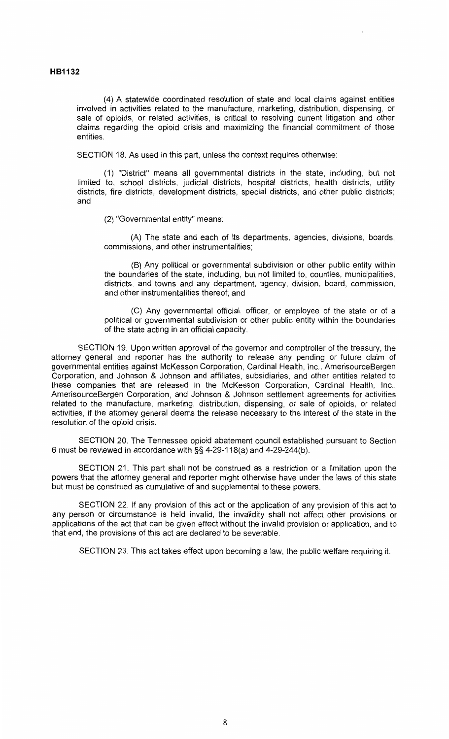(4) A statewide coordinated resolution of state and local claims against entities involved in activities related to the manufacture, marketing, distribution, dispensing, or sale of opioids, or related activities, is critical to resolving current litigation and other claims regarding the opioid crisis and maximizing the financial commitment of those entities.

SECTION 18. As used in this part, unless the context requires otherwise:

(1) "District" means all governmental districts in the state, including, but not limited to, school districts, judicial districts, hospital districts, health districts, utility districts, fire districts, development districts, special districts, and other public districts; and

(2) "Governmental entity" means:

(A) The state and each of its departments, agencies, divisions, boards, commissions, and other instrumentalities;

(B) Any political or governmental subdivision or other public entity within the boundaries of the state, including, but not limited to, counties, municipalities, districts, and towns and any department, agency, division, board, commission, and other instrumentalities thereof; and

(C) Any governmental official, officer, or employee of the state or of a political or governmental subdivision or other public entity within the boundaries of the state acting in an official capacity.

SECTION 19. Upon written approval of the governor and comptroller of the treasury, the attorney general and reporter has the authority to release any pending or future claim of governmental entities against McKesson Corporation, Cardinal Health, Inc., AmerisourceBergen Corporation, and Johnson & Johnson and affiliates, subsidiaries, and other entities related to these companies that are released in the McKesson Corporation, Cardinal Health, Inc., AmerisourceBergen Corporation, and Johnson & Johnson settlement agreements for activities related to the manufacture, marketing, distribution, dispensing, or sale of opioids, or related activities, if the attorney general deems the release necessary to the interest of the state in the resolution of the opioid crisis.

SECTION 20. The Tennessee opioid abatement council established pursuant to Section 6 must be reviewed in accordance with §§ 4-29-118(a) and 4-29-244(b).

SECTION 21. This part shall not be construed as a restriction or a limitation upon the powers that the attorney general and reporter might otherwise have under the laws of this state but must be construed as cumulative of and supplemental to these powers.

SECTION 22. If any provision of this act or the application of any provision of this act to any person or circumstance is held invalid, the invalidity shall not affect other provisions or applications of the act that can be given effect without the invalid provision or application, and to that end, the provisions of this act are declared to be severable.

SECTION 23. This act takes effect upon becoming a law, the public welfare requiring it.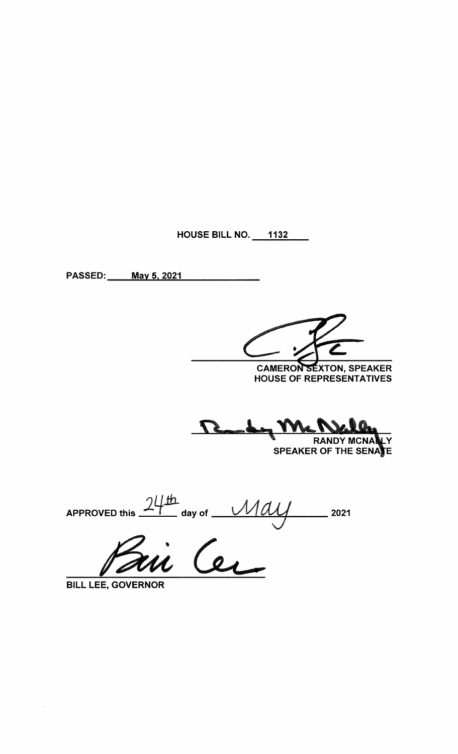**HOUSE BILL NO. 1132**

**PASSED: May 5, 2021**

**CAMERON SEXTON, SPEAKER**
**HOUSE OF REPRESENTATIVES**

**RANDY MCNALLY**
**SPEAKER OF THE SENATE**

**APPROVED this** 24th **day of** May **2021**

**BILL LEE, GOVERNOR**